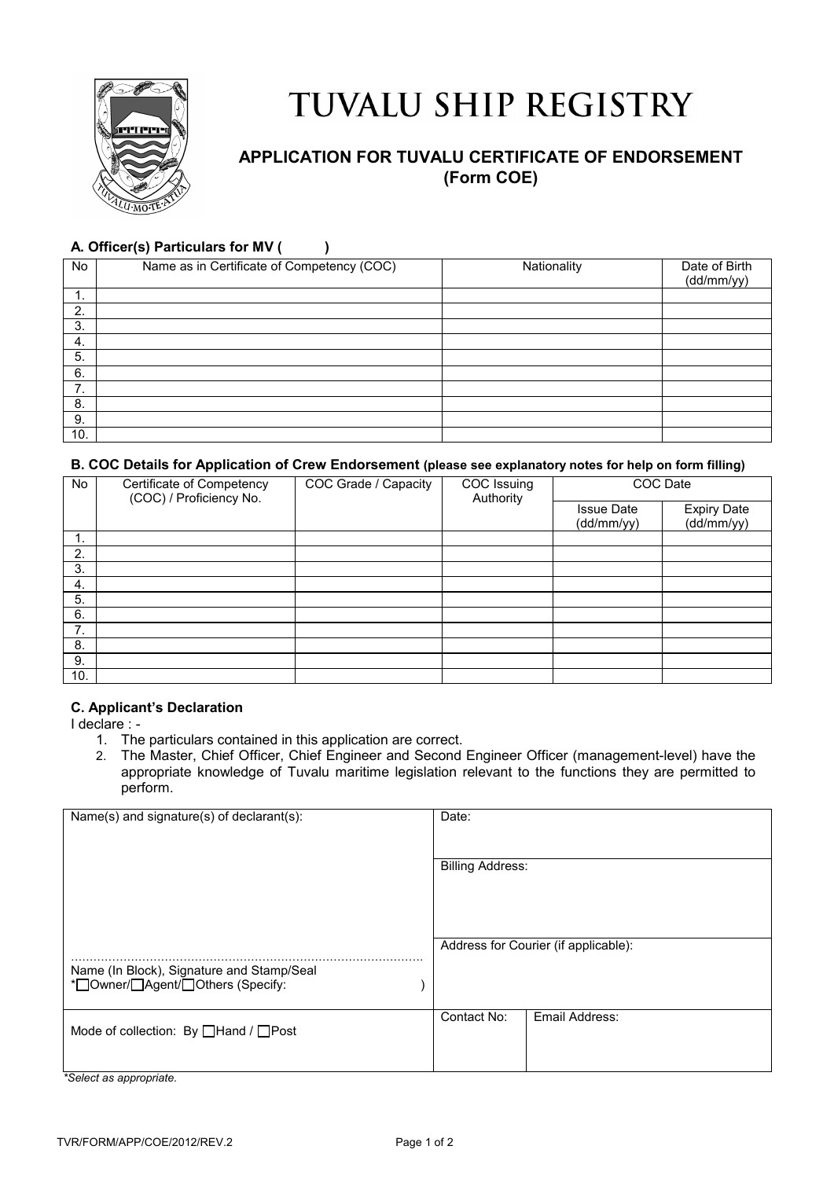# TUVALU SHIP REGISTRY

## APPLICATION FOR TUVALU CERTIFICATE OF ENDORSEMENT (Form COE)

### A. Officer(s) Particulars for MV (          )

| No | Name as in Certificate of Competency (COC) | Nationality | Date of Birth (dd/mm/yy) |
|---|---|---|---|
| 1. | | | |
| 2. | | | |
| 3. | | | |
| 4. | | | |
| 5. | | | |
| 6. | | | |
| 7. | | | |
| 8. | | | |
| 9. | | | |
| 10. | | | |

### B. COC Details for Application of Crew Endorsement (please see explanatory notes for help on form filling)

| No | Certificate of Competency (COC) / Proficiency No. | COC Grade / Capacity | COC Issuing Authority | COC Date | |
|---|---|---|---|---|---|
| | | | | Issue Date (dd/mm/yy) | Expiry Date (dd/mm/yy) |
| 1. | | | | | |
| 2. | | | | | |
| 3. | | | | | |
| 4. | | | | | |
| 5. | | | | | |
| 6. | | | | | |
| 7. | | | | | |
| 8. | | | | | |
| 9. | | | | | |
| 10. | | | | | |

### C. Applicant's Declaration

I declare : -

1. The particulars contained in this application are correct.
2. The Master, Chief Officer, Chief Engineer and Second Engineer Officer (management-level) have the appropriate knowledge of Tuvalu maritime legislation relevant to the functions they are permitted to perform.

| Name(s) and signature(s) of declarant(s): | Date: | |
|---|---|---|
| | Billing Address: | |
| ............................................................................................<br>Name (In Block), Signature and Stamp/Seal<br>*☐Owner/☐Agent/☐Others (Specify: ) | Address for Courier (if applicable): | |
| Mode of collection: By ☐Hand / ☐Post | Contact No: | Email Address: |

*\*Select as appropriate.*

TVR/FORM/APP/COE/2012/REV.2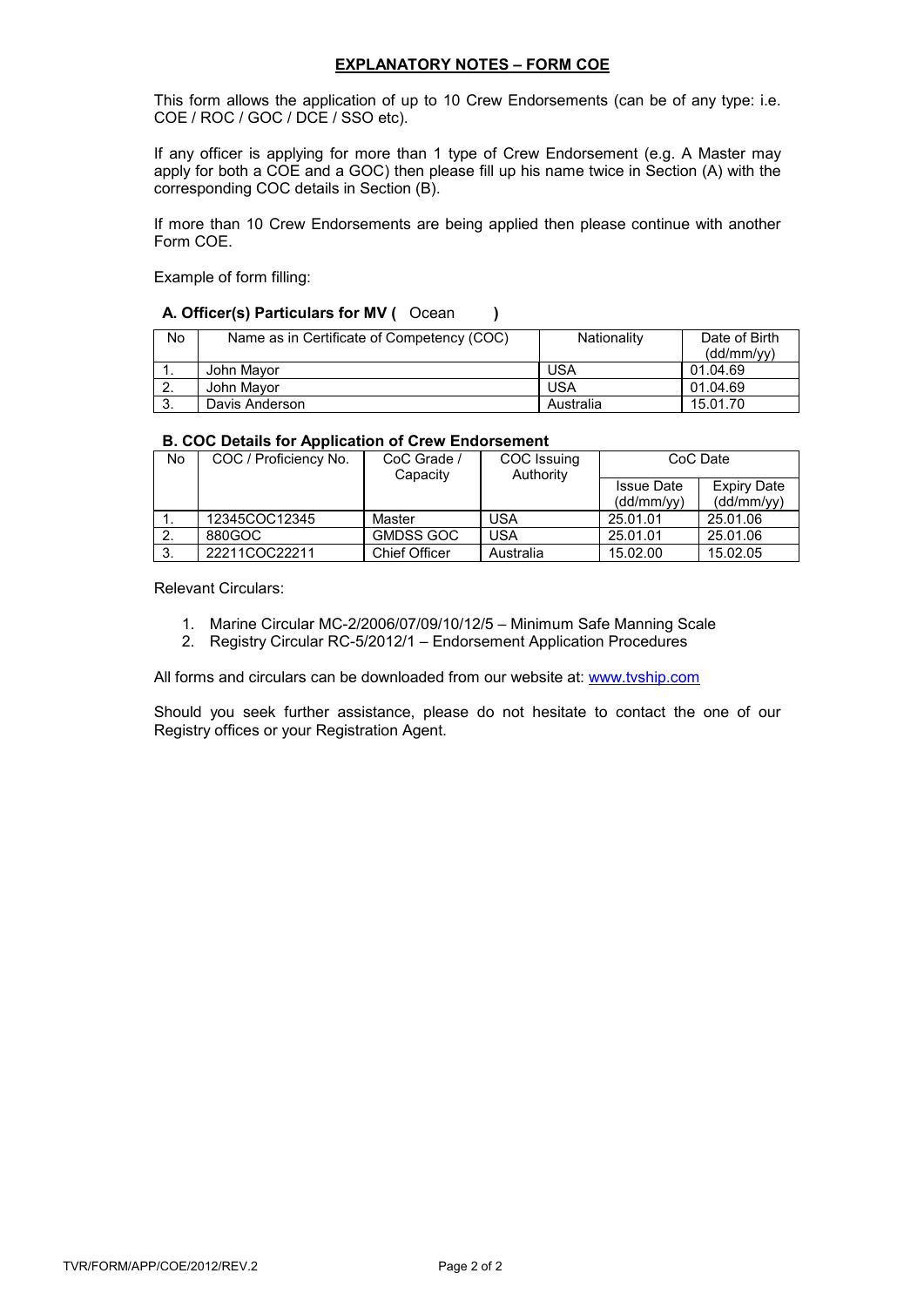## EXPLANATORY NOTES – FORM COE

This form allows the application of up to 10 Crew Endorsements (can be of any type: i.e. COE / ROC / GOC / DCE / SSO etc).

If any officer is applying for more than 1 type of Crew Endorsement (e.g. A Master may apply for both a COE and a GOC) then please fill up his name twice in Section (A) with the corresponding COC details in Section (B).

If more than 10 Crew Endorsements are being applied then please continue with another Form COE.

Example of form filling:

**A. Officer(s) Particulars for MV (** Ocean **)**

| No | Name as in Certificate of Competency (COC) | Nationality | Date of Birth (dd/mm/yy) |
|---|---|---|---|
| 1. | John Mayor | USA | 01.04.69 |
| 2. | John Mayor | USA | 01.04.69 |
| 3. | Davis Anderson | Australia | 15.01.70 |

**B. COC Details for Application of Crew Endorsement**

| No | COC / Proficiency No. | CoC Grade / Capacity | COC Issuing Authority | CoC Date | |
|---|---|---|---|---|---|
| | | | | Issue Date (dd/mm/yy) | Expiry Date (dd/mm/yy) |
| 1. | 12345COC12345 | Master | USA | 25.01.01 | 25.01.06 |
| 2. | 880GOC | GMDSS GOC | USA | 25.01.01 | 25.01.06 |
| 3. | 22211COC22211 | Chief Officer | Australia | 15.02.00 | 15.02.05 |

Relevant Circulars:

1. Marine Circular MC-2/2006/07/09/10/12/5 – Minimum Safe Manning Scale
2. Registry Circular RC-5/2012/1 – Endorsement Application Procedures

All forms and circulars can be downloaded from our website at: www.tvship.com

Should you seek further assistance, please do not hesitate to contact the one of our Registry offices or your Registration Agent.

TVR/FORM/APP/COE/2012/REV.2